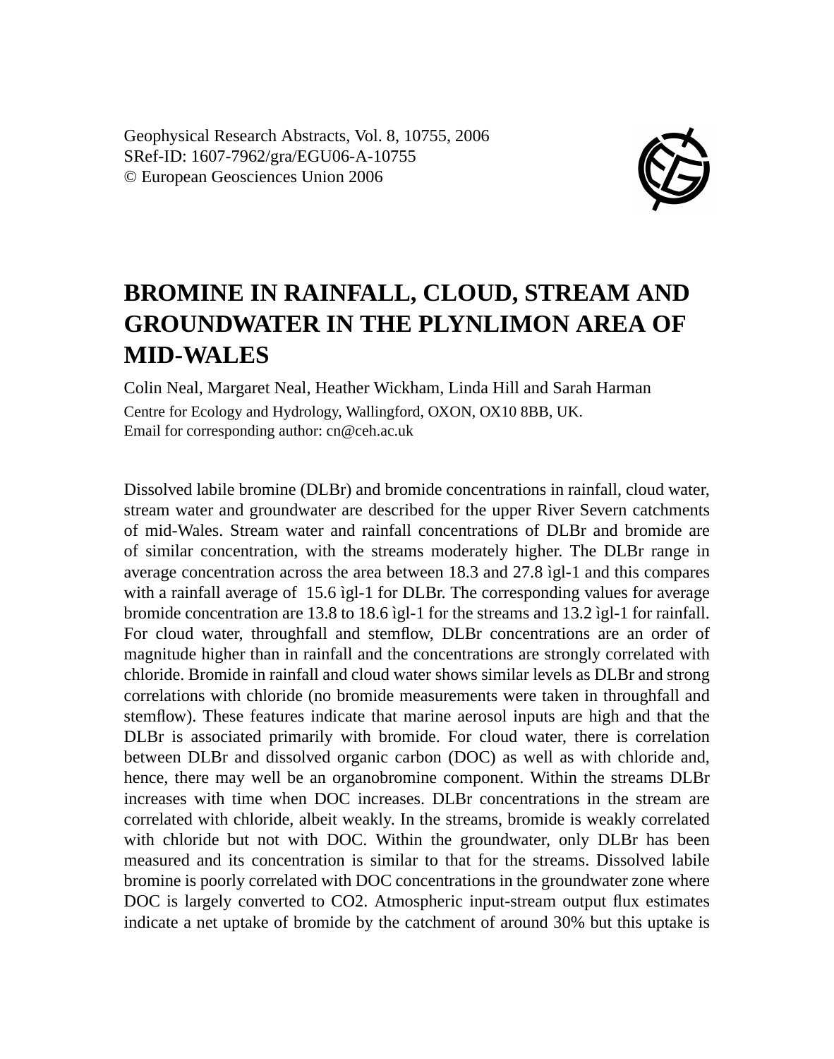Geophysical Research Abstracts, Vol. 8, 10755, 2006
SRef-ID: 1607-7962/gra/EGU06-A-10755
© European Geosciences Union 2006

# BROMINE IN RAINFALL, CLOUD, STREAM AND GROUNDWATER IN THE PLYNLIMON AREA OF MID-WALES

Colin Neal, Margaret Neal, Heather Wickham, Linda Hill and Sarah Harman

Centre for Ecology and Hydrology, Wallingford, OXON, OX10 8BB, UK.
Email for corresponding author: cn@ceh.ac.uk

Dissolved labile bromine (DLBr) and bromide concentrations in rainfall, cloud water, stream water and groundwater are described for the upper River Severn catchments of mid-Wales. Stream water and rainfall concentrations of DLBr and bromide are of similar concentration, with the streams moderately higher. The DLBr range in average concentration across the area between 18.3 and 27.8 ìgl-1 and this compares with a rainfall average of 15.6 ìgl-1 for DLBr. The corresponding values for average bromide concentration are 13.8 to 18.6 ìgl-1 for the streams and 13.2 ìgl-1 for rainfall. For cloud water, throughfall and stemflow, DLBr concentrations are an order of magnitude higher than in rainfall and the concentrations are strongly correlated with chloride. Bromide in rainfall and cloud water shows similar levels as DLBr and strong correlations with chloride (no bromide measurements were taken in throughfall and stemflow). These features indicate that marine aerosol inputs are high and that the DLBr is associated primarily with bromide. For cloud water, there is correlation between DLBr and dissolved organic carbon (DOC) as well as with chloride and, hence, there may well be an organobromine component. Within the streams DLBr increases with time when DOC increases. DLBr concentrations in the stream are correlated with chloride, albeit weakly. In the streams, bromide is weakly correlated with chloride but not with DOC. Within the groundwater, only DLBr has been measured and its concentration is similar to that for the streams. Dissolved labile bromine is poorly correlated with DOC concentrations in the groundwater zone where DOC is largely converted to $CO_2$. Atmospheric input-stream output flux estimates indicate a net uptake of bromide by the catchment of around 30% but this uptake is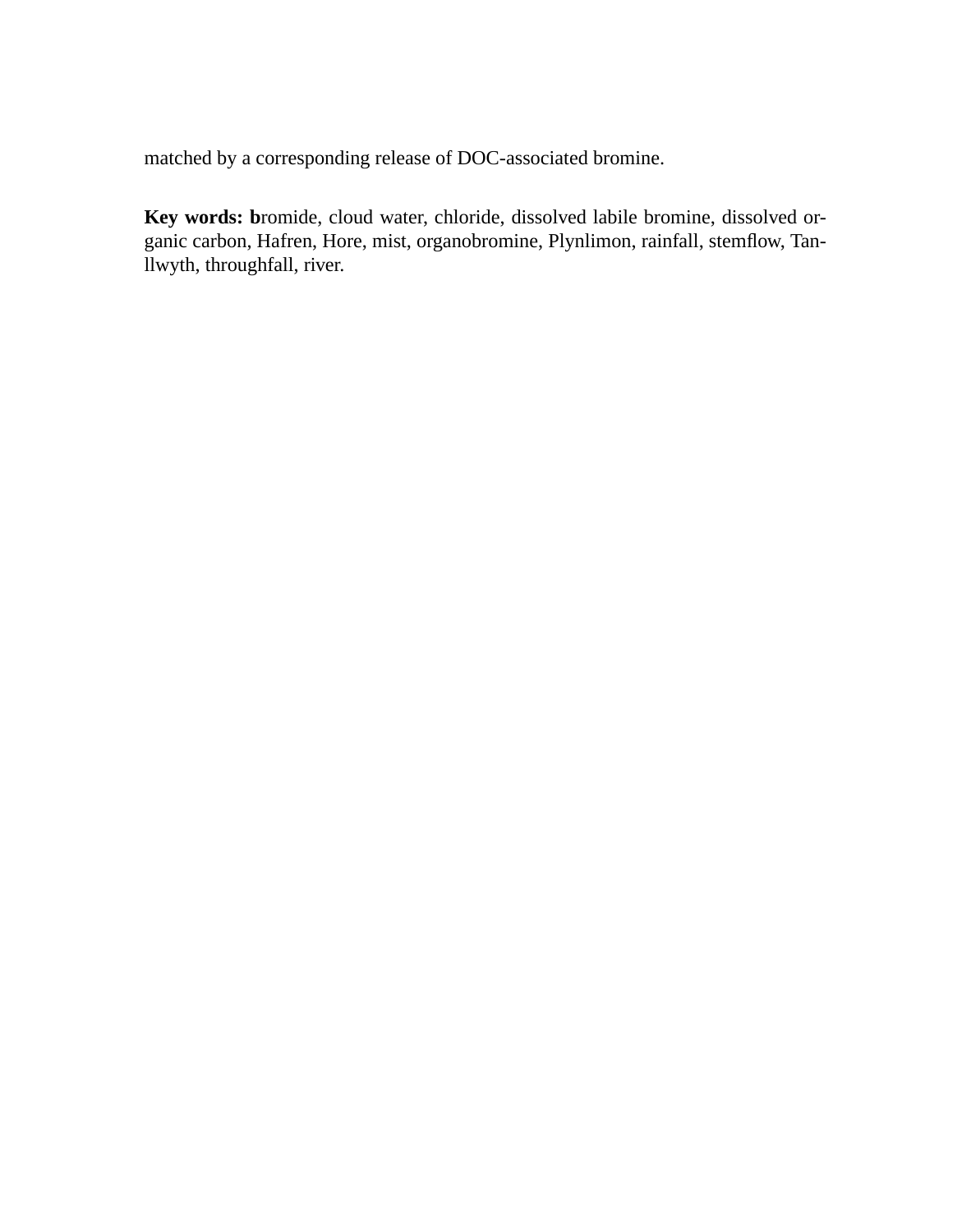matched by a corresponding release of DOC-associated bromine.

**Key words: b**romide, cloud water, chloride, dissolved labile bromine, dissolved organic carbon, Hafren, Hore, mist, organobromine, Plynlimon, rainfall, stemflow, Tanllwyth, throughfall, river.